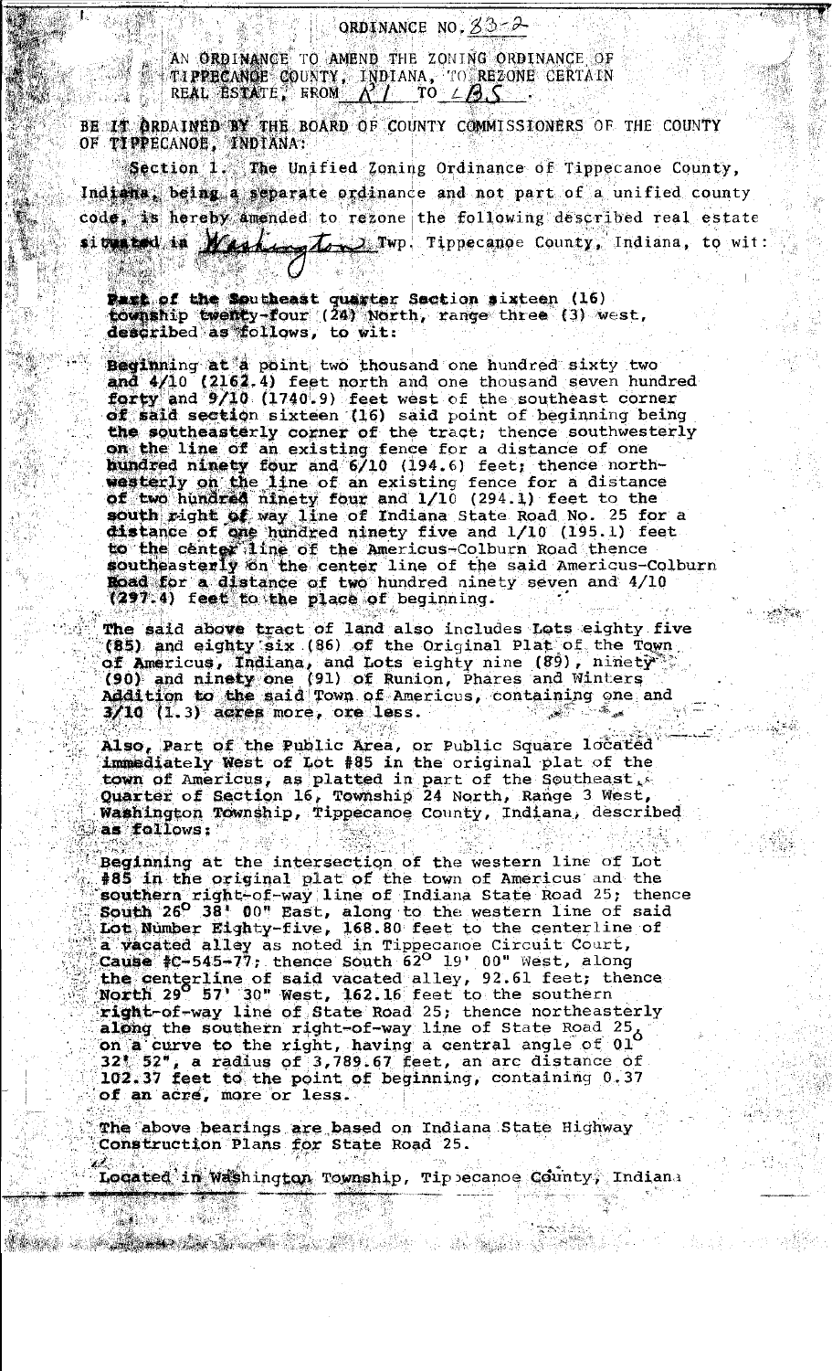ORDINANCE NO. 83-2

AN ORDINANCE TO AMEND THE ZONING ORDINANCE OF TIPPECANOE COUNTY, INDIANA, TO REZONE CERTAIN REAL ESTATE, FROM A1 TO LBS.

BE IT ORDAINED BY THE BOARD OF COUNTY COMMISSIONERS OF THE COUNTY OF TIPPECANOE, INDIANA:

Section 1. The Unified Zoning Ordinance of Tippecanoe County, Indiana, being a separate ordinance and not part of a unified county code, is hereby amended to rezone the following described real estate situated in Washington Twp. Tippecanoe County, Indiana, to wit:

Part of the Southeast quarter Section sixteen (16) township twenty-four (24) North, range three (3) west, described as follows, to wit:

Beginning at a point two thousand one hundred sixty two and 4/10 (2162.4) feet north and one thousand seven hundred forty and 9/10 (1740.9) feet west of the southeast corner of said section sixteen (16) said point of beginning being the southeasterly corner of the tract; thence southwesterly on the line of an existing fence for a distance of one hundred ninety four and 6/10 (194.6) feet; thence northwesterly on the line of an existing fence for a distance of two hundred ninety four and 1/10 (294.1) feet to the south right of way line of Indiana State Road No. 25 for a distance of one hundred ninety five and 1/10 (195.1) feet to the center line of the Americus-Colburn Road thence southeasterly on the center line of the said Americus-Colburn Road for a distance of two hundred ninety seven and 4/10 (297.4) feet to the place of beginning.

The said above tract of land also includes Lots eighty five (85) and eighty six (86) of the Original Plat of the Town of Americus, Indiana, and Lots eighty nine (89), ninety (90) and ninety one (91) of Runion, Phares and Winters Addition to the said Town of Americus, containing one and 3/10 (1.3) acres more, ore less.

Also, Part of the Public Area, or Public Square located immediately West of Lot #85 in the original plat of the town of Americus, as platted in part of the Southeast Quarter of Section 16, Township 24 North, Range 3 West, Washington Township, Tippecanoe County, Indiana, described as follows:

Beginning at the intersection of the western line of Lot #85 in the original plat of the town of Americus and the southern right-of-way line of Indiana State Road 25; thence South 26° 38' 00" East, along to the western line of said Lot Number Eighty-five, 168.80 feet to the centerline of a vacated alley as noted in Tippecanoe Circuit Court, Cause #C-545-77; thence South 62° 19' 00" West, along the centerline of said vacated alley, 92.61 feet; thence North 29° 57' 30" West, 162.16 feet to the southern right-of-way line of State Road 25; thence northeasterly along the southern right-of-way line of State Road 25, on a curve to the right, having a central angle of 01° 32' 52", a radius of 3,789.67 feet, an arc distance of 102.37 feet to the point of beginning, containing 0.37 of an acre, more or less.

The above bearings are based on Indiana State Highway Construction Plans for State Road 25.

Located in Washington Township, Tippecanoe County, Indiana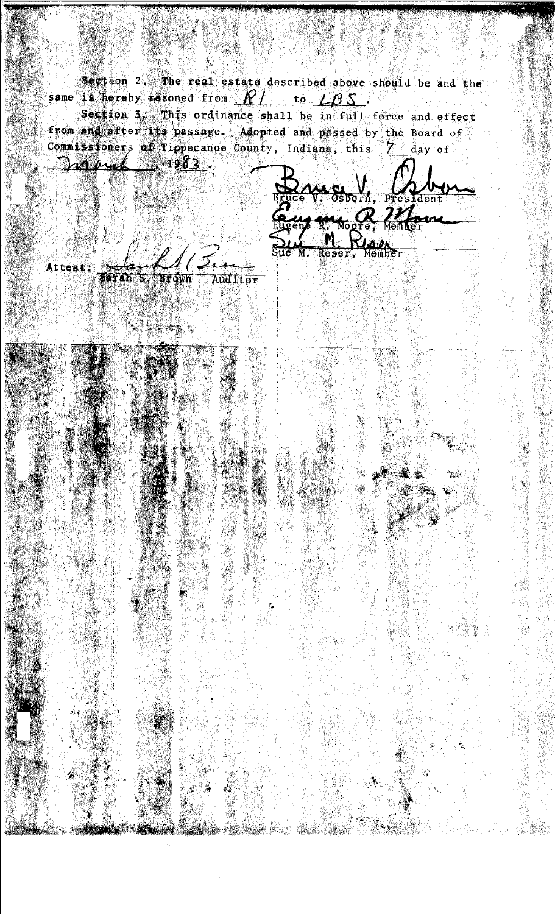Section 2. The real estate described above should be and the same is hereby rezoned from R1 to LBS.

Section 3. This ordinance shall be in full force and effect from and after its passage. Adopted and passed by the Board of Commissioners of Tippecanoe County, Indiana, this 7 day of March, 1983.

Bruce V. Osborn, President

Eugene R. Moore, Member

Sue M. Reser, Member

Attest: Sarah S. Brown Auditor